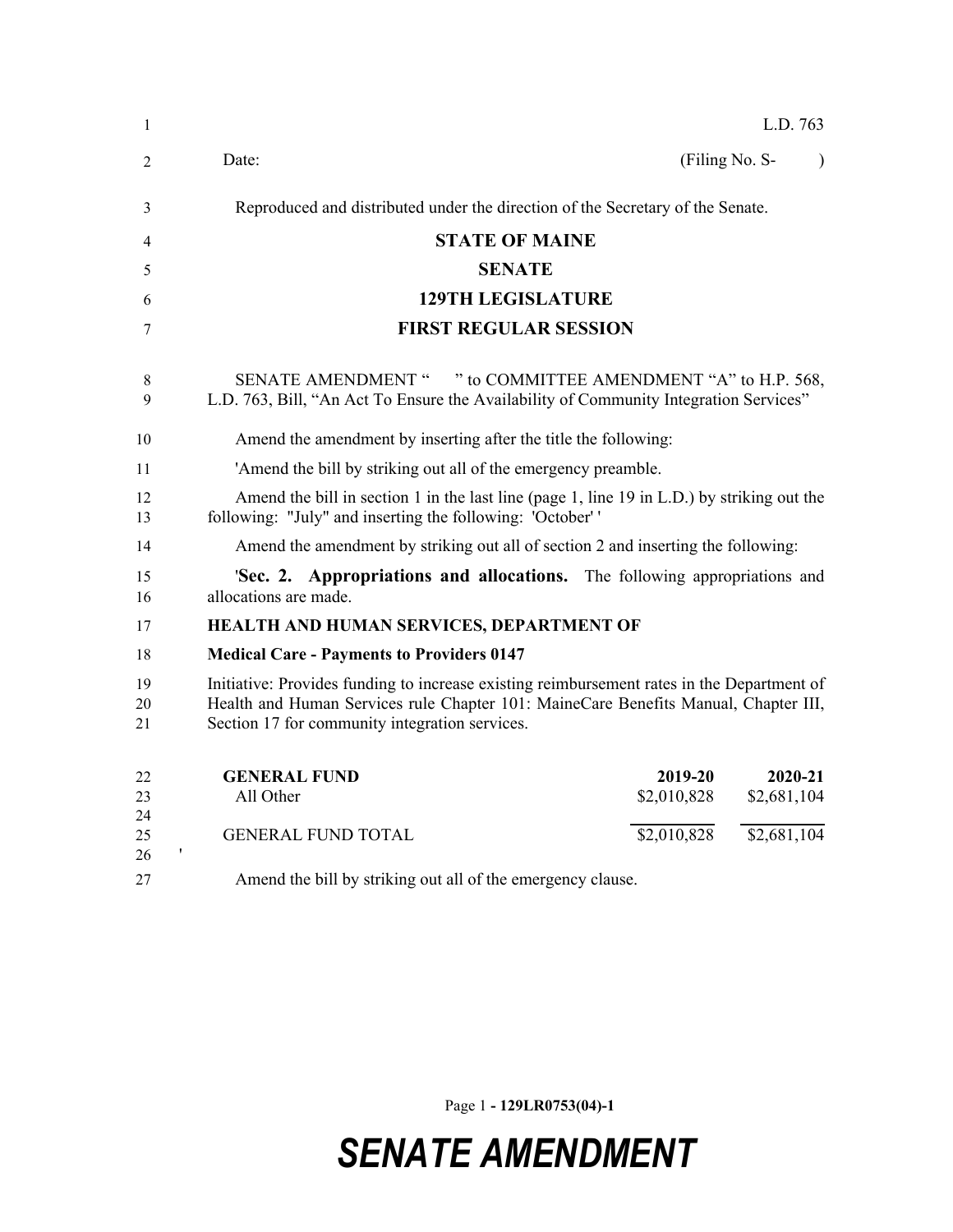L.D. 763

Date: (Filing No. S- )

Reproduced and distributed under the direction of the Secretary of the Senate.

**STATE OF MAINE**

**SENATE**

**129TH LEGISLATURE**

**FIRST REGULAR SESSION**

SENATE AMENDMENT " " to COMMITTEE AMENDMENT "A" to H.P. 568, L.D. 763, Bill, "An Act To Ensure the Availability of Community Integration Services"

Amend the amendment by inserting after the title the following:

'Amend the bill by striking out all of the emergency preamble.

Amend the bill in section 1 in the last line (page 1, line 19 in L.D.) by striking out the following: "July" and inserting the following: 'October' '

Amend the amendment by striking out all of section 2 and inserting the following:

'**Sec. 2. Appropriations and allocations.** The following appropriations and allocations are made.

**HEALTH AND HUMAN SERVICES, DEPARTMENT OF**

**Medical Care - Payments to Providers 0147**

Initiative: Provides funding to increase existing reimbursement rates in the Department of Health and Human Services rule Chapter 101: MaineCare Benefits Manual, Chapter III, Section 17 for community integration services.

| **GENERAL FUND** | **2019-20** | **2020-21** |
|---|---|---|
| All Other | $2,010,828 | $2,681,104 |
| GENERAL FUND TOTAL | $2,010,828 | $2,681,104 |

'

Amend the bill by striking out all of the emergency clause.

**SENATE AMENDMENT**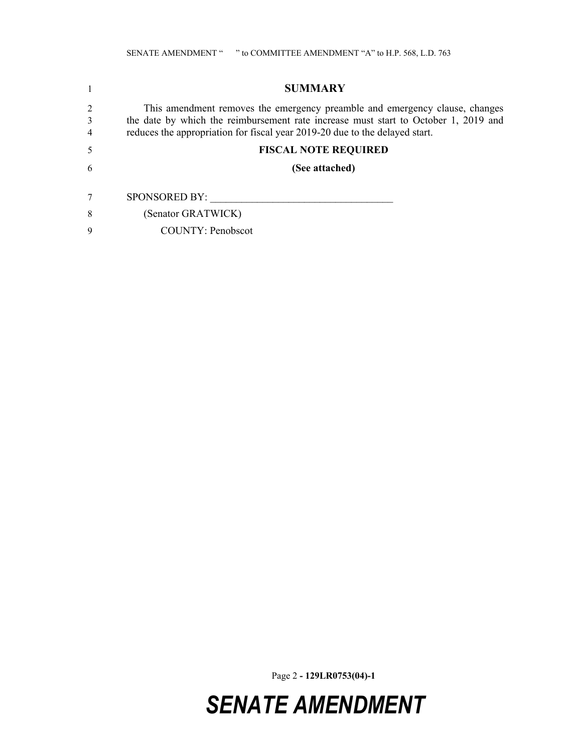## SUMMARY

This amendment removes the emergency preamble and emergency clause, changes the date by which the reimbursement rate increase must start to October 1, 2019 and reduces the appropriation for fiscal year 2019-20 due to the delayed start.

**FISCAL NOTE REQUIRED**

**(See attached)**

SPONSORED BY: ____________________________________

(Senator GRATWICK)

COUNTY: Penobscot